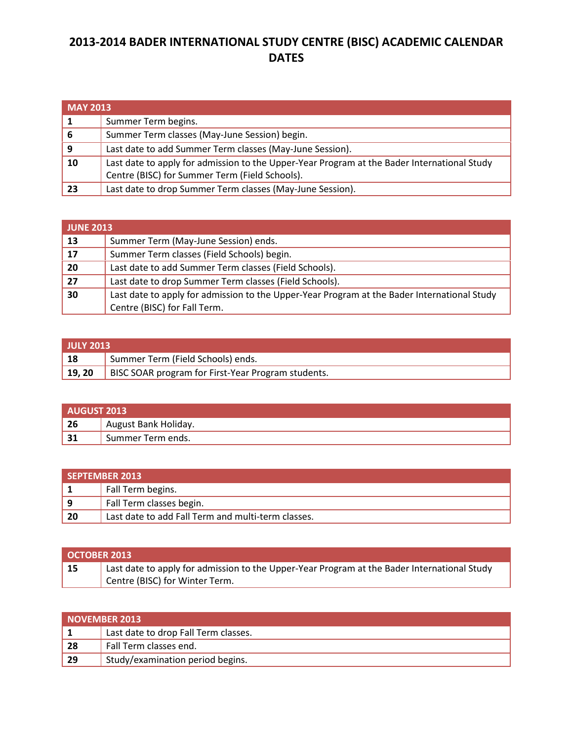# 2013-2014 BADER INTERNATIONAL STUDY CENTRE (BISC) ACADEMIC CALENDAR DATES

| MAY 2013 | |
|---|---|
| **1** | Summer Term begins. |
| **6** | Summer Term classes (May-June Session) begin. |
| **9** | Last date to add Summer Term classes (May-June Session). |
| **10** | Last date to apply for admission to the Upper-Year Program at the Bader International Study Centre (BISC) for Summer Term (Field Schools). |
| **23** | Last date to drop Summer Term classes (May-June Session). |

| JUNE 2013 | |
|---|---|
| **13** | Summer Term (May-June Session) ends. |
| **17** | Summer Term classes (Field Schools) begin. |
| **20** | Last date to add Summer Term classes (Field Schools). |
| **27** | Last date to drop Summer Term classes (Field Schools). |
| **30** | Last date to apply for admission to the Upper-Year Program at the Bader International Study Centre (BISC) for Fall Term. |

| JULY 2013 | |
|---|---|
| **18** | Summer Term (Field Schools) ends. |
| **19, 20** | BISC SOAR program for First-Year Program students. |

| AUGUST 2013 | |
|---|---|
| **26** | August Bank Holiday. |
| **31** | Summer Term ends. |

| SEPTEMBER 2013 | |
|---|---|
| **1** | Fall Term begins. |
| **9** | Fall Term classes begin. |
| **20** | Last date to add Fall Term and multi-term classes. |

| OCTOBER 2013 | |
|---|---|
| **15** | Last date to apply for admission to the Upper-Year Program at the Bader International Study Centre (BISC) for Winter Term. |

| NOVEMBER 2013 | |
|---|---|
| **1** | Last date to drop Fall Term classes. |
| **28** | Fall Term classes end. |
| **29** | Study/examination period begins. |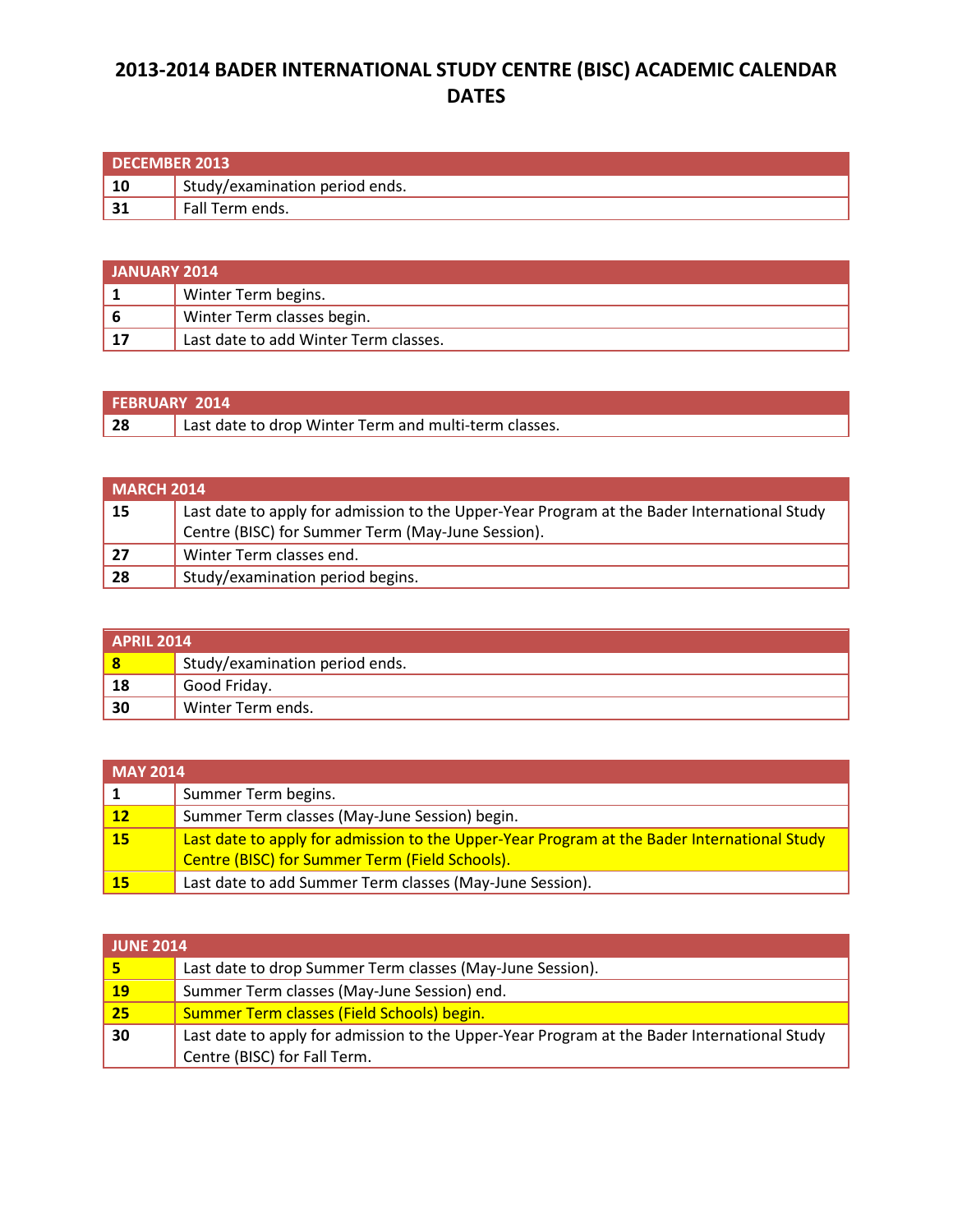# 2013-2014 BADER INTERNATIONAL STUDY CENTRE (BISC) ACADEMIC CALENDAR DATES

| DECEMBER 2013 | |
|---|---|
| **10** | Study/examination period ends. |
| **31** | Fall Term ends. |

| JANUARY 2014 | |
|---|---|
| **1** | Winter Term begins. |
| **6** | Winter Term classes begin. |
| **17** | Last date to add Winter Term classes. |

| FEBRUARY 2014 | |
|---|---|
| **28** | Last date to drop Winter Term and multi-term classes. |

| MARCH 2014 | |
|---|---|
| **15** | Last date to apply for admission to the Upper-Year Program at the Bader International Study Centre (BISC) for Summer Term (May-June Session). |
| **27** | Winter Term classes end. |
| **28** | Study/examination period begins. |

| APRIL 2014 | |
|---|---|
| **8** | Study/examination period ends. |
| **18** | Good Friday. |
| **30** | Winter Term ends. |

| MAY 2014 | |
|---|---|
| **1** | Summer Term begins. |
| **12** | Summer Term classes (May-June Session) begin. |
| **15** | Last date to apply for admission to the Upper-Year Program at the Bader International Study Centre (BISC) for Summer Term (Field Schools). |
| **15** | Last date to add Summer Term classes (May-June Session). |

| JUNE 2014 | |
|---|---|
| **5** | Last date to drop Summer Term classes (May-June Session). |
| **19** | Summer Term classes (May-June Session) end. |
| **25** | Summer Term classes (Field Schools) begin. |
| **30** | Last date to apply for admission to the Upper-Year Program at the Bader International Study Centre (BISC) for Fall Term. |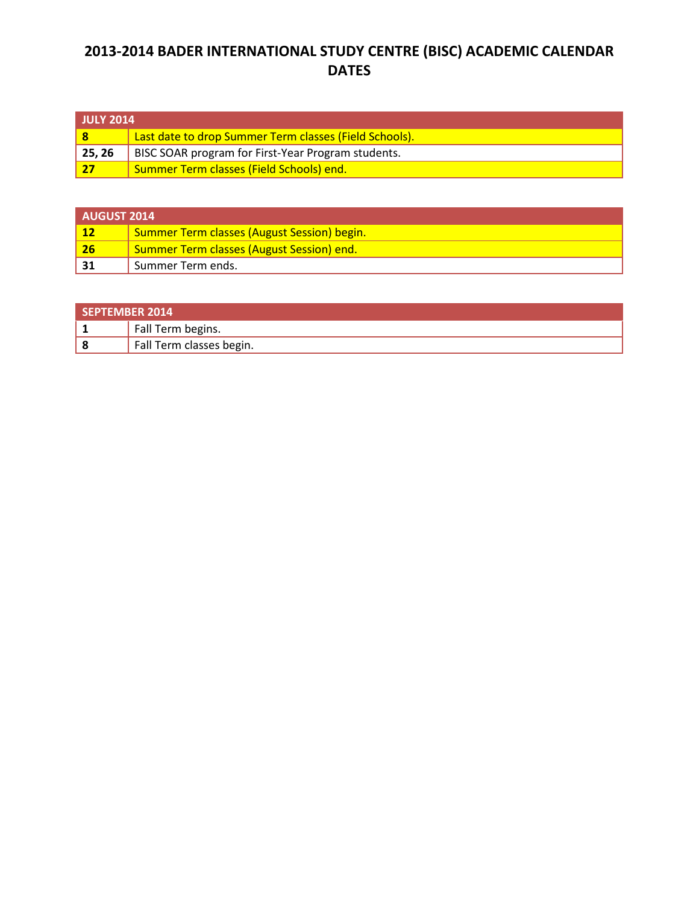# 2013-2014 BADER INTERNATIONAL STUDY CENTRE (BISC) ACADEMIC CALENDAR DATES

| JULY 2014 | |
|---|---|
| **8** | Last date to drop Summer Term classes (Field Schools). |
| **25, 26** | BISC SOAR program for First-Year Program students. |
| **27** | Summer Term classes (Field Schools) end. |

| AUGUST 2014 | |
|---|---|
| **12** | Summer Term classes (August Session) begin. |
| **26** | Summer Term classes (August Session) end. |
| **31** | Summer Term ends. |

| SEPTEMBER 2014 | |
|---|---|
| **1** | Fall Term begins. |
| **8** | Fall Term classes begin. |